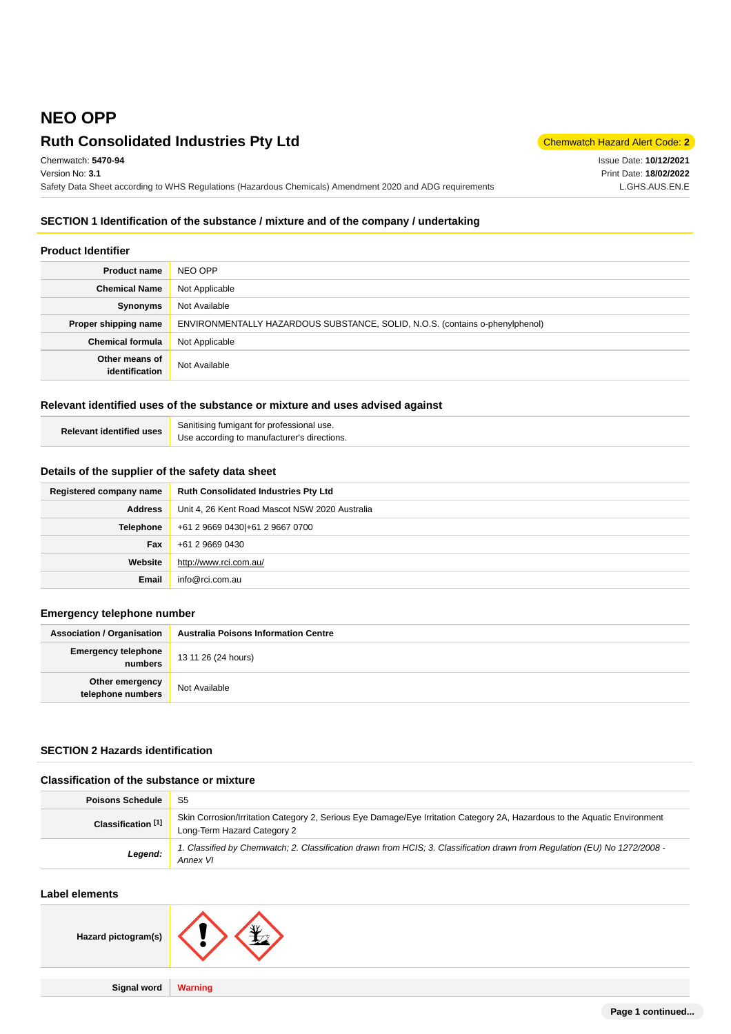# NEO OPP

## Ruth Consolidated Industries Pty Ltd

Chemwatch Hazard Alert Code: **2**

Chemwatch: **5470-94**
Version No: **3.1**
Safety Data Sheet according to WHS Regulations (Hazardous Chemicals) Amendment 2020 and ADG requirements

Issue Date: **10/12/2021**
Print Date: **18/02/2022**
L.GHS.AUS.EN.E

## SECTION 1 Identification of the substance / mixture and of the company / undertaking

### Product Identifier

| | |
|---|---|
| **Product name** | NEO OPP |
| **Chemical Name** | Not Applicable |
| **Synonyms** | Not Available |
| **Proper shipping name** | ENVIRONMENTALLY HAZARDOUS SUBSTANCE, SOLID, N.O.S. (contains o-phenylphenol) |
| **Chemical formula** | Not Applicable |
| **Other means of identification** | Not Available |

### Relevant identified uses of the substance or mixture and uses advised against

| | |
|---|---|
| **Relevant identified uses** | Sanitising fumigant for professional use.<br>Use according to manufacturer's directions. |

### Details of the supplier of the safety data sheet

| | |
|---|---|
| **Registered company name** | **Ruth Consolidated Industries Pty Ltd** |
| **Address** | Unit 4, 26 Kent Road Mascot NSW 2020 Australia |
| **Telephone** | +61 2 9669 0430\|+61 2 9667 0700 |
| **Fax** | +61 2 9669 0430 |
| **Website** | http://www.rci.com.au/ |
| **Email** | info@rci.com.au |

### Emergency telephone number

| | |
|---|---|
| **Association / Organisation** | **Australia Poisons Information Centre** |
| **Emergency telephone numbers** | 13 11 26 (24 hours) |
| **Other emergency telephone numbers** | Not Available |

## SECTION 2 Hazards identification

### Classification of the substance or mixture

| | |
|---|---|
| **Poisons Schedule** | S5 |
| **Classification [1]** | Skin Corrosion/Irritation Category 2, Serious Eye Damage/Eye Irritation Category 2A, Hazardous to the Aquatic Environment Long-Term Hazard Category 2 |
| ***Legend:*** | *1. Classified by Chemwatch; 2. Classification drawn from HCIS; 3. Classification drawn from Regulation (EU) No 1272/2008 - Annex VI* |

### Label elements

| | |
|---|---|
| **Hazard pictogram(s)** | |
| **Signal word** | **Warning** |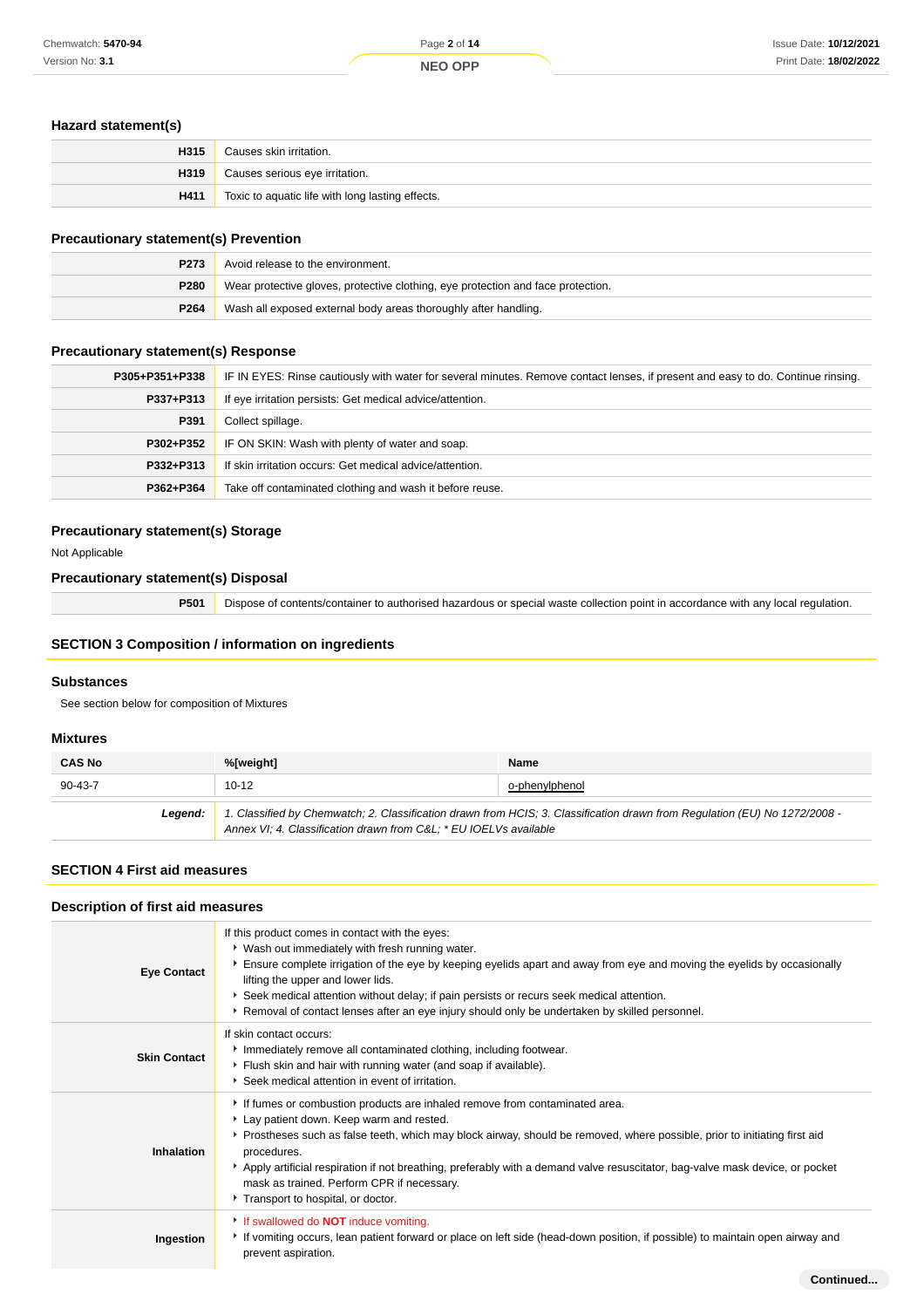### Hazard statement(s)

| | |
|---|---|
| **H315** | Causes skin irritation. |
| **H319** | Causes serious eye irritation. |
| **H411** | Toxic to aquatic life with long lasting effects. |

### Precautionary statement(s) Prevention

| | |
|---|---|
| **P273** | Avoid release to the environment. |
| **P280** | Wear protective gloves, protective clothing, eye protection and face protection. |
| **P264** | Wash all exposed external body areas thoroughly after handling. |

### Precautionary statement(s) Response

| | |
|---|---|
| **P305+P351+P338** | IF IN EYES: Rinse cautiously with water for several minutes. Remove contact lenses, if present and easy to do. Continue rinsing. |
| **P337+P313** | If eye irritation persists: Get medical advice/attention. |
| **P391** | Collect spillage. |
| **P302+P352** | IF ON SKIN: Wash with plenty of water and soap. |
| **P332+P313** | If skin irritation occurs: Get medical advice/attention. |
| **P362+P364** | Take off contaminated clothing and wash it before reuse. |

### Precautionary statement(s) Storage

Not Applicable

### Precautionary statement(s) Disposal

| | |
|---|---|
| **P501** | Dispose of contents/container to authorised hazardous or special waste collection point in accordance with any local regulation. |

## SECTION 3 Composition / information on ingredients

### Substances

See section below for composition of Mixtures

### Mixtures

| CAS No | %[weight] | Name |
|---|---|---|
| 90-43-7 | 10-12 | o-phenylphenol |
| ***Legend:*** | *1. Classified by Chemwatch; 2. Classification drawn from HCIS; 3. Classification drawn from Regulation (EU) No 1272/2008 - Annex VI; 4. Classification drawn from C&L; * EU IOELVs available* | |

## SECTION 4 First aid measures

### Description of first aid measures

| | |
|---|---|
| **Eye Contact** | If this product comes in contact with the eyes:<br>- Wash out immediately with fresh running water.<br>- Ensure complete irrigation of the eye by keeping eyelids apart and away from eye and moving the eyelids by occasionally lifting the upper and lower lids.<br>- Seek medical attention without delay; if pain persists or recurs seek medical attention.<br>- Removal of contact lenses after an eye injury should only be undertaken by skilled personnel. |
| **Skin Contact** | If skin contact occurs:<br>- Immediately remove all contaminated clothing, including footwear.<br>- Flush skin and hair with running water (and soap if available).<br>- Seek medical attention in event of irritation. |
| **Inhalation** | - If fumes or combustion products are inhaled remove from contaminated area.<br>- Lay patient down. Keep warm and rested.<br>- Prostheses such as false teeth, which may block airway, should be removed, where possible, prior to initiating first aid procedures.<br>- Apply artificial respiration if not breathing, preferably with a demand valve resuscitator, bag-valve mask device, or pocket mask as trained. Perform CPR if necessary.<br>- Transport to hospital, or doctor. |
| **Ingestion** | - If swallowed do **NOT** induce vomiting.<br>- If vomiting occurs, lean patient forward or place on left side (head-down position, if possible) to maintain open airway and prevent aspiration. |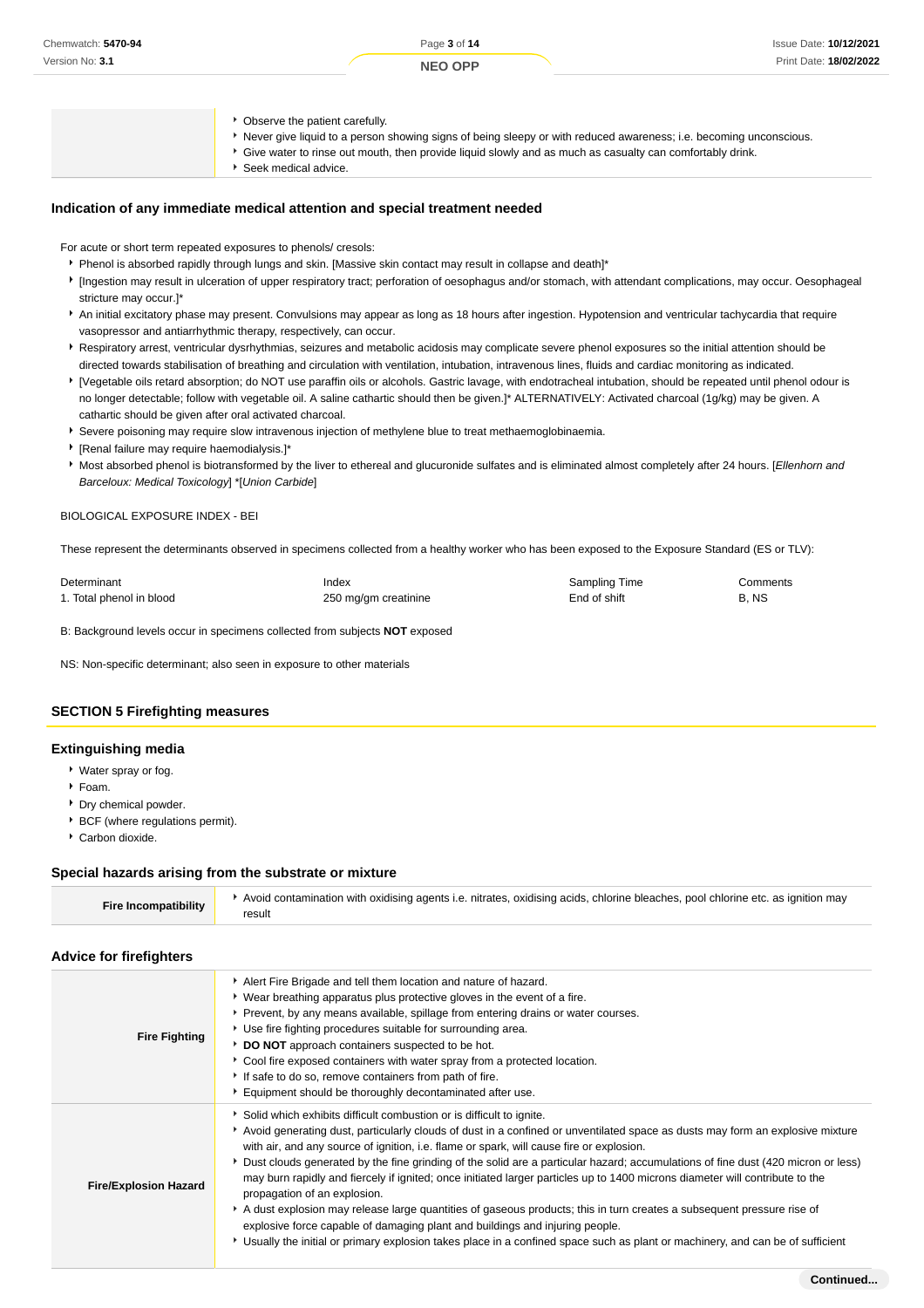| | |
|---|---|
| | - Observe the patient carefully.<br>- Never give liquid to a person showing signs of being sleepy or with reduced awareness; i.e. becoming unconscious.<br>- Give water to rinse out mouth, then provide liquid slowly and as much as casualty can comfortably drink.<br>- Seek medical advice. |

### Indication of any immediate medical attention and special treatment needed

For acute or short term repeated exposures to phenols/ cresols:

- Phenol is absorbed rapidly through lungs and skin. [Massive skin contact may result in collapse and death]*
- [Ingestion may result in ulceration of upper respiratory tract; perforation of oesophagus and/or stomach, with attendant complications, may occur. Oesophageal stricture may occur.]*
- An initial excitatory phase may present. Convulsions may appear as long as 18 hours after ingestion. Hypotension and ventricular tachycardia that require vasopressor and antiarrhythmic therapy, respectively, can occur.
- Respiratory arrest, ventricular dysrhythmias, seizures and metabolic acidosis may complicate severe phenol exposures so the initial attention should be directed towards stabilisation of breathing and circulation with ventilation, intubation, intravenous lines, fluids and cardiac monitoring as indicated.
- [Vegetable oils retard absorption; do NOT use paraffin oils or alcohols. Gastric lavage, with endotracheal intubation, should be repeated until phenol odour is no longer detectable; follow with vegetable oil. A saline cathartic should then be given.]* ALTERNATIVELY: Activated charcoal (1g/kg) may be given. A cathartic should be given after oral activated charcoal.
- Severe poisoning may require slow intravenous injection of methylene blue to treat methaemoglobinaemia.
- [Renal failure may require haemodialysis.]*
- Most absorbed phenol is biotransformed by the liver to ethereal and glucuronide sulfates and is eliminated almost completely after 24 hours. [*Ellenhorn and Barceloux: Medical Toxicology*] *[*Union Carbide*]

BIOLOGICAL EXPOSURE INDEX - BEI

These represent the determinants observed in specimens collected from a healthy worker who has been exposed to the Exposure Standard (ES or TLV):

| Determinant | Index | Sampling Time | Comments |
|---|---|---|---|
| 1. Total phenol in blood | 250 mg/gm creatinine | End of shift | B, NS |

B: Background levels occur in specimens collected from subjects **NOT** exposed

NS: Non-specific determinant; also seen in exposure to other materials

## SECTION 5 Firefighting measures

### Extinguishing media

- Water spray or fog.
- Foam.
- Dry chemical powder.
- BCF (where regulations permit).
- Carbon dioxide.

### Special hazards arising from the substrate or mixture

| | |
|---|---|
| **Fire Incompatibility** | - Avoid contamination with oxidising agents i.e. nitrates, oxidising acids, chlorine bleaches, pool chlorine etc. as ignition may result |

### Advice for firefighters

| | |
|---|---|
| **Fire Fighting** | - Alert Fire Brigade and tell them location and nature of hazard.<br>- Wear breathing apparatus plus protective gloves in the event of a fire.<br>- Prevent, by any means available, spillage from entering drains or water courses.<br>- Use fire fighting procedures suitable for surrounding area.<br>- **DO NOT** approach containers suspected to be hot.<br>- Cool fire exposed containers with water spray from a protected location.<br>- If safe to do so, remove containers from path of fire.<br>- Equipment should be thoroughly decontaminated after use. |
| **Fire/Explosion Hazard** | - Solid which exhibits difficult combustion or is difficult to ignite.<br>- Avoid generating dust, particularly clouds of dust in a confined or unventilated space as dusts may form an explosive mixture with air, and any source of ignition, i.e. flame or spark, will cause fire or explosion.<br>- Dust clouds generated by the fine grinding of the solid are a particular hazard; accumulations of fine dust (420 micron or less) may burn rapidly and fiercely if ignited; once initiated larger particles up to 1400 microns diameter will contribute to the propagation of an explosion.<br>- A dust explosion may release large quantities of gaseous products; this in turn creates a subsequent pressure rise of explosive force capable of damaging plant and buildings and injuring people.<br>- Usually the initial or primary explosion takes place in a confined space such as plant or machinery, and can be of sufficient |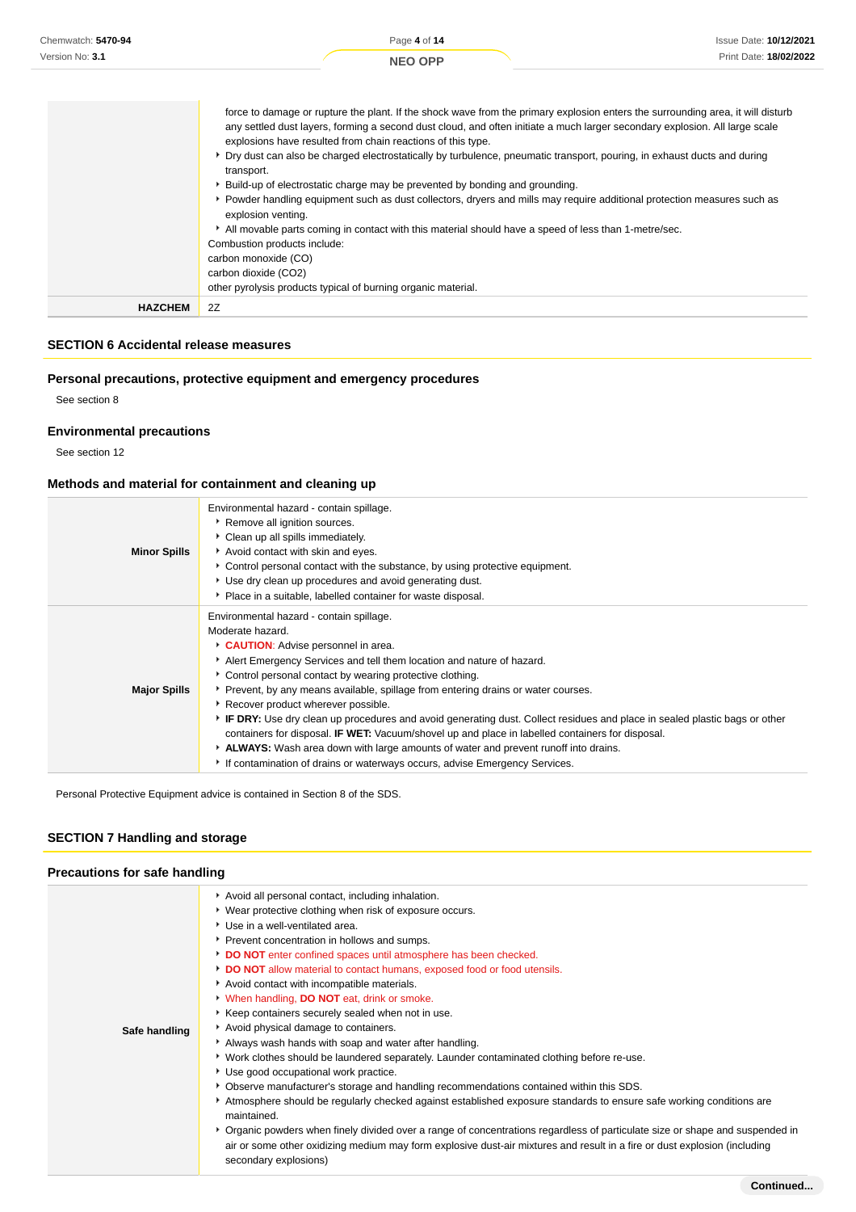|  |  |
|---|---|
|  | force to damage or rupture the plant. If the shock wave from the primary explosion enters the surrounding area, it will disturb any settled dust layers, forming a second dust cloud, and often initiate a much larger secondary explosion. All large scale explosions have resulted from chain reactions of this type.<br>▸ Dry dust can also be charged electrostatically by turbulence, pneumatic transport, pouring, in exhaust ducts and during transport.<br>▸ Build-up of electrostatic charge may be prevented by bonding and grounding.<br>▸ Powder handling equipment such as dust collectors, dryers and mills may require additional protection measures such as explosion venting.<br>▸ All movable parts coming in contact with this material should have a speed of less than 1-metre/sec.<br>Combustion products include:<br>carbon monoxide (CO)<br>carbon dioxide (CO2)<br>other pyrolysis products typical of burning organic material. |
| **HAZCHEM** | 2Z |

## SECTION 6 Accidental release measures

### Personal precautions, protective equipment and emergency procedures

See section 8

### Environmental precautions

See section 12

### Methods and material for containment and cleaning up

|  |  |
|---|---|
| **Minor Spills** | Environmental hazard - contain spillage.<br>▸ Remove all ignition sources.<br>▸ Clean up all spills immediately.<br>▸ Avoid contact with skin and eyes.<br>▸ Control personal contact with the substance, by using protective equipment.<br>▸ Use dry clean up procedures and avoid generating dust.<br>▸ Place in a suitable, labelled container for waste disposal. |
| **Major Spills** | Environmental hazard - contain spillage.<br>Moderate hazard.<br>▸ **CAUTION**: Advise personnel in area.<br>▸ Alert Emergency Services and tell them location and nature of hazard.<br>▸ Control personal contact by wearing protective clothing.<br>▸ Prevent, by any means available, spillage from entering drains or water courses.<br>▸ Recover product wherever possible.<br>▸ **IF DRY:** Use dry clean up procedures and avoid generating dust. Collect residues and place in sealed plastic bags or other containers for disposal. **IF WET:** Vacuum/shovel up and place in labelled containers for disposal.<br>▸ **ALWAYS:** Wash area down with large amounts of water and prevent runoff into drains.<br>▸ If contamination of drains or waterways occurs, advise Emergency Services. |

Personal Protective Equipment advice is contained in Section 8 of the SDS.

## SECTION 7 Handling and storage

### Precautions for safe handling

|  |  |
|---|---|
| **Safe handling** | ▸ Avoid all personal contact, including inhalation.<br>▸ Wear protective clothing when risk of exposure occurs.<br>▸ Use in a well-ventilated area.<br>▸ Prevent concentration in hollows and sumps.<br>▸ **DO NOT** enter confined spaces until atmosphere has been checked.<br>▸ **DO NOT** allow material to contact humans, exposed food or food utensils.<br>▸ Avoid contact with incompatible materials.<br>▸ When handling, **DO NOT** eat, drink or smoke.<br>▸ Keep containers securely sealed when not in use.<br>▸ Avoid physical damage to containers.<br>▸ Always wash hands with soap and water after handling.<br>▸ Work clothes should be laundered separately. Launder contaminated clothing before re-use.<br>▸ Use good occupational work practice.<br>▸ Observe manufacturer's storage and handling recommendations contained within this SDS.<br>▸ Atmosphere should be regularly checked against established exposure standards to ensure safe working conditions are maintained.<br>▸ Organic powders when finely divided over a range of concentrations regardless of particulate size or shape and suspended in air or some other oxidizing medium may form explosive dust-air mixtures and result in a fire or dust explosion (including secondary explosions) |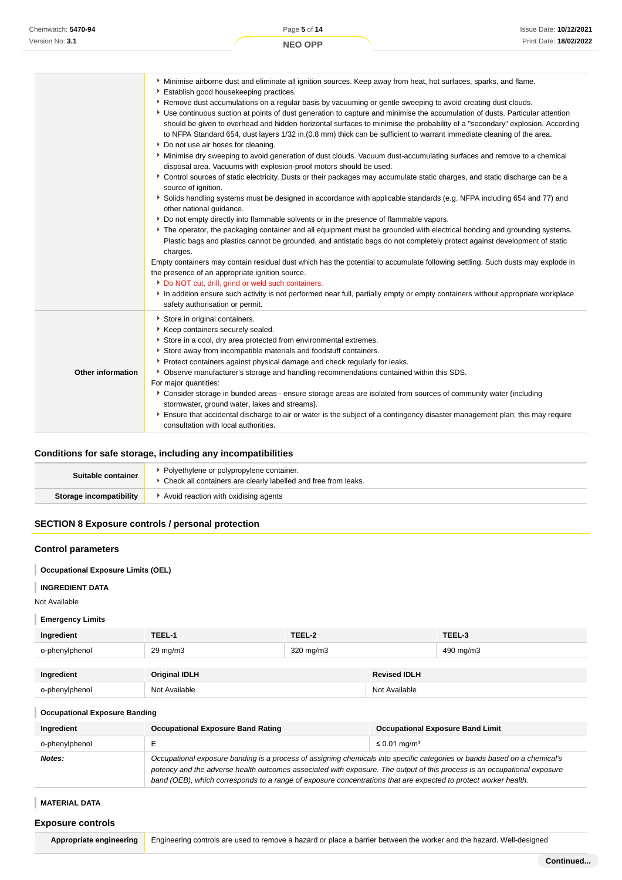|  |  |
|---|---|
|  | - Minimise airborne dust and eliminate all ignition sources. Keep away from heat, hot surfaces, sparks, and flame.<br>- Establish good housekeeping practices.<br>- Remove dust accumulations on a regular basis by vacuuming or gentle sweeping to avoid creating dust clouds.<br>- Use continuous suction at points of dust generation to capture and minimise the accumulation of dusts. Particular attention should be given to overhead and hidden horizontal surfaces to minimise the probability of a "secondary" explosion. According to NFPA Standard 654, dust layers 1/32 in.(0.8 mm) thick can be sufficient to warrant immediate cleaning of the area.<br>- Do not use air hoses for cleaning.<br>- Minimise dry sweeping to avoid generation of dust clouds. Vacuum dust-accumulating surfaces and remove to a chemical disposal area. Vacuums with explosion-proof motors should be used.<br>- Control sources of static electricity. Dusts or their packages may accumulate static charges, and static discharge can be a source of ignition.<br>- Solids handling systems must be designed in accordance with applicable standards (e.g. NFPA including 654 and 77) and other national guidance.<br>- Do not empty directly into flammable solvents or in the presence of flammable vapors.<br>- The operator, the packaging container and all equipment must be grounded with electrical bonding and grounding systems. Plastic bags and plastics cannot be grounded, and antistatic bags do not completely protect against development of static charges.<br>Empty containers may contain residual dust which has the potential to accumulate following settling. Such dusts may explode in the presence of an appropriate ignition source.<br>- Do NOT cut, drill, grind or weld such containers.<br>- In addition ensure such activity is not performed near full, partially empty or empty containers without appropriate workplace safety authorisation or permit. |
| **Other information** | - Store in original containers.<br>- Keep containers securely sealed.<br>- Store in a cool, dry area protected from environmental extremes.<br>- Store away from incompatible materials and foodstuff containers.<br>- Protect containers against physical damage and check regularly for leaks.<br>- Observe manufacturer's storage and handling recommendations contained within this SDS.<br>For major quantities:<br>- Consider storage in bunded areas - ensure storage areas are isolated from sources of community water (including stormwater, ground water, lakes and streams}.<br>- Ensure that accidental discharge to air or water is the subject of a contingency disaster management plan; this may require consultation with local authorities. |

### Conditions for safe storage, including any incompatibilities

|  |  |
|---|---|
| **Suitable container** | - Polyethylene or polypropylene container.<br>- Check all containers are clearly labelled and free from leaks. |
| **Storage incompatibility** | - Avoid reaction with oxidising agents |

## SECTION 8 Exposure controls / personal protection

### Control parameters

#### Occupational Exposure Limits (OEL)

#### INGREDIENT DATA

Not Available

#### Emergency Limits

| Ingredient | TEEL-1 | TEEL-2 | TEEL-3 |
|---|---|---|---|
| o-phenylphenol | 29 mg/m3 | 320 mg/m3 | 490 mg/m3 |

| Ingredient | Original IDLH | Revised IDLH |
|---|---|---|
| o-phenylphenol | Not Available | Not Available |

#### Occupational Exposure Banding

| Ingredient | Occupational Exposure Band Rating | Occupational Exposure Band Limit |
|---|---|---|
| o-phenylphenol | E | ≤ 0.01 mg/m³ |
| ***Notes:*** | *Occupational exposure banding is a process of assigning chemicals into specific categories or bands based on a chemical's potency and the adverse health outcomes associated with exposure. The output of this process is an occupational exposure band (OEB), which corresponds to a range of exposure concentrations that are expected to protect worker health.* | |

#### MATERIAL DATA

### Exposure controls

|  |  |
|---|---|
| **Appropriate engineering** | Engineering controls are used to remove a hazard or place a barrier between the worker and the hazard. Well-designed |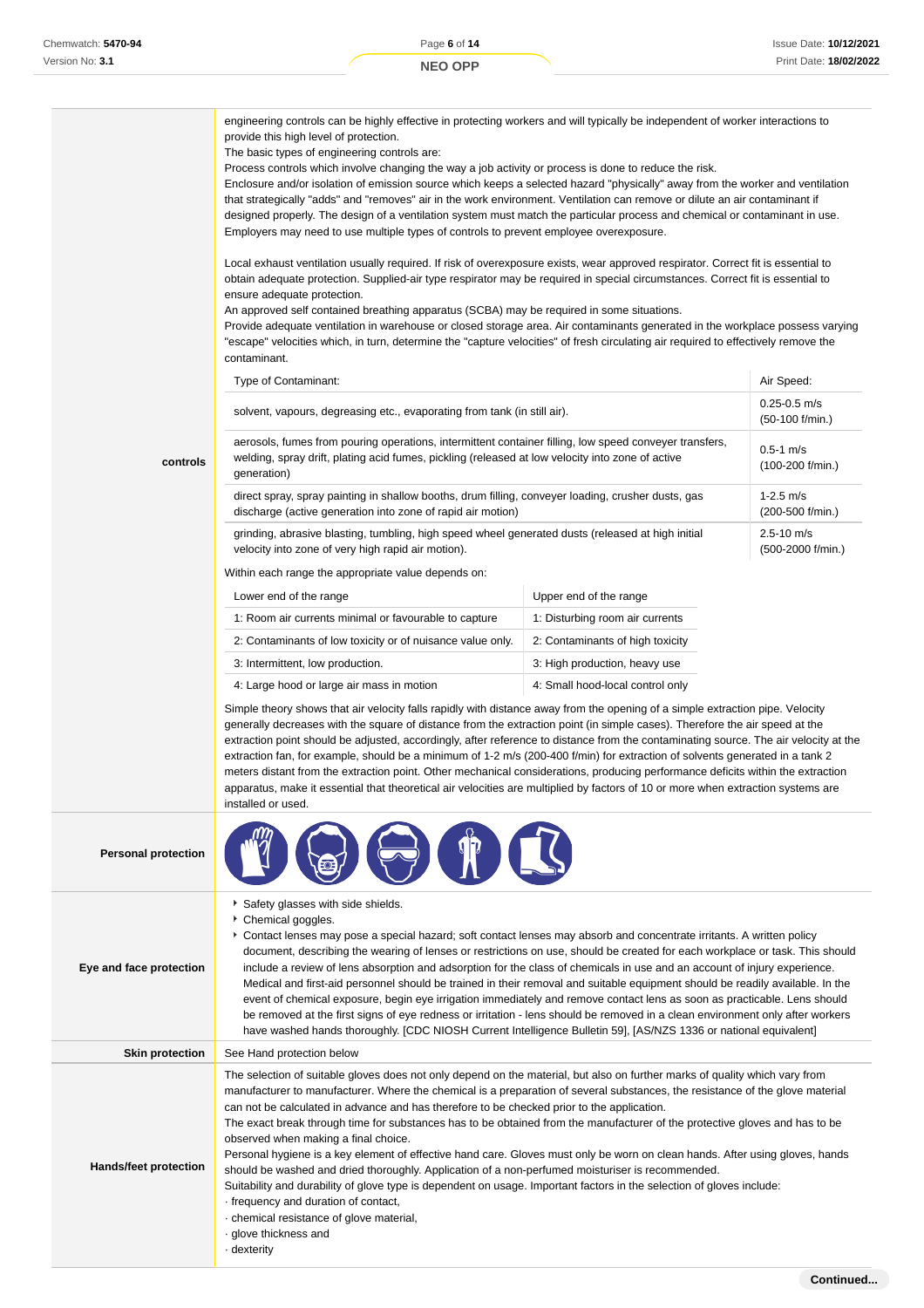**controls**

engineering controls can be highly effective in protecting workers and will typically be independent of worker interactions to provide this high level of protection.
The basic types of engineering controls are:
Process controls which involve changing the way a job activity or process is done to reduce the risk.
Enclosure and/or isolation of emission source which keeps a selected hazard "physically" away from the worker and ventilation that strategically "adds" and "removes" air in the work environment. Ventilation can remove or dilute an air contaminant if designed properly. The design of a ventilation system must match the particular process and chemical or contaminant in use.
Employers may need to use multiple types of controls to prevent employee overexposure.

Local exhaust ventilation usually required. If risk of overexposure exists, wear approved respirator. Correct fit is essential to obtain adequate protection. Supplied-air type respirator may be required in special circumstances. Correct fit is essential to ensure adequate protection.
An approved self contained breathing apparatus (SCBA) may be required in some situations.
Provide adequate ventilation in warehouse or closed storage area. Air contaminants generated in the workplace possess varying "escape" velocities which, in turn, determine the "capture velocities" of fresh circulating air required to effectively remove the contaminant.

| Type of Contaminant: | Air Speed: |
|---|---|
| solvent, vapours, degreasing etc., evaporating from tank (in still air). | 0.25-0.5 m/s (50-100 f/min.) |
| aerosols, fumes from pouring operations, intermittent container filling, low speed conveyer transfers, welding, spray drift, plating acid fumes, pickling (released at low velocity into zone of active generation) | 0.5-1 m/s (100-200 f/min.) |
| direct spray, spray painting in shallow booths, drum filling, conveyer loading, crusher dusts, gas discharge (active generation into zone of rapid air motion) | 1-2.5 m/s (200-500 f/min.) |
| grinding, abrasive blasting, tumbling, high speed wheel generated dusts (released at high initial velocity into zone of very high rapid air motion). | 2.5-10 m/s (500-2000 f/min.) |

Within each range the appropriate value depends on:

| Lower end of the range | Upper end of the range |
|---|---|
| 1: Room air currents minimal or favourable to capture | 1: Disturbing room air currents |
| 2: Contaminants of low toxicity or of nuisance value only. | 2: Contaminants of high toxicity |
| 3: Intermittent, low production. | 3: High production, heavy use |
| 4: Large hood or large air mass in motion | 4: Small hood-local control only |

Simple theory shows that air velocity falls rapidly with distance away from the opening of a simple extraction pipe. Velocity generally decreases with the square of distance from the extraction point (in simple cases). Therefore the air speed at the extraction point should be adjusted, accordingly, after reference to distance from the contaminating source. The air velocity at the extraction fan, for example, should be a minimum of 1-2 m/s (200-400 f/min) for extraction of solvents generated in a tank 2 meters distant from the extraction point. Other mechanical considerations, producing performance deficits within the extraction apparatus, make it essential that theoretical air velocities are multiplied by factors of 10 or more when extraction systems are installed or used.

**Personal protection**

**Eye and face protection**

- Safety glasses with side shields.
- Chemical goggles.
- Contact lenses may pose a special hazard; soft contact lenses may absorb and concentrate irritants. A written policy document, describing the wearing of lenses or restrictions on use, should be created for each workplace or task. This should include a review of lens absorption and adsorption for the class of chemicals in use and an account of injury experience. Medical and first-aid personnel should be trained in their removal and suitable equipment should be readily available. In the event of chemical exposure, begin eye irrigation immediately and remove contact lens as soon as practicable. Lens should be removed at the first signs of eye redness or irritation - lens should be removed in a clean environment only after workers have washed hands thoroughly. [CDC NIOSH Current Intelligence Bulletin 59], [AS/NZS 1336 or national equivalent]

**Skin protection**

See Hand protection below

**Hands/feet protection**

The selection of suitable gloves does not only depend on the material, but also on further marks of quality which vary from manufacturer to manufacturer. Where the chemical is a preparation of several substances, the resistance of the glove material can not be calculated in advance and has therefore to be checked prior to the application.
The exact break through time for substances has to be obtained from the manufacturer of the protective gloves and has to be observed when making a final choice.
Personal hygiene is a key element of effective hand care. Gloves must only be worn on clean hands. After using gloves, hands should be washed and dried thoroughly. Application of a non-perfumed moisturiser is recommended.
Suitability and durability of glove type is dependent on usage. Important factors in the selection of gloves include:
· frequency and duration of contact,
· chemical resistance of glove material,
· glove thickness and
· dexterity

Continued...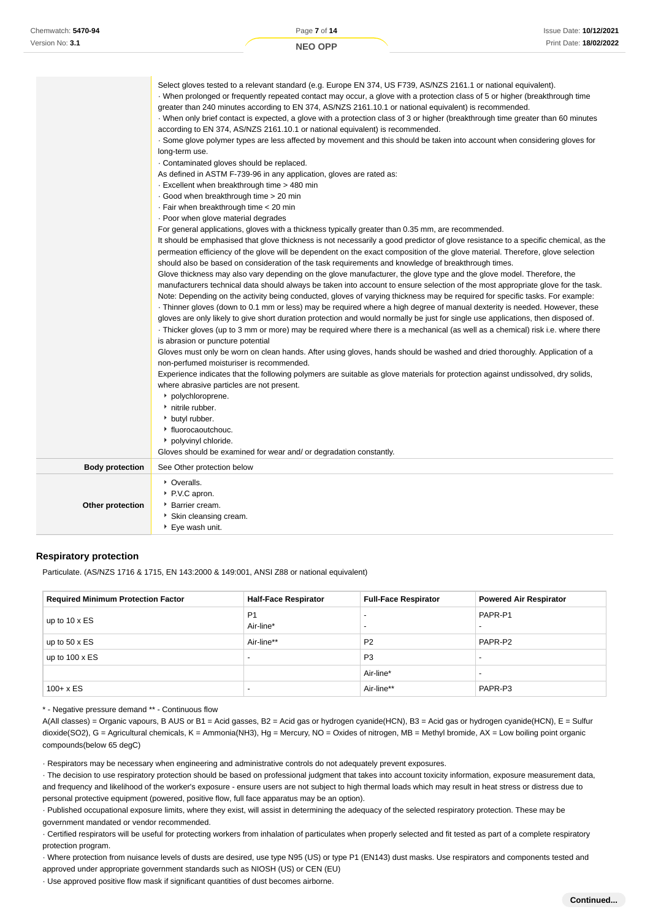| | |
|---|---|
| | Select gloves tested to a relevant standard (e.g. Europe EN 374, US F739, AS/NZS 2161.1 or national equivalent).<br>· When prolonged or frequently repeated contact may occur, a glove with a protection class of 5 or higher (breakthrough time greater than 240 minutes according to EN 374, AS/NZS 2161.10.1 or national equivalent) is recommended.<br>· When only brief contact is expected, a glove with a protection class of 3 or higher (breakthrough time greater than 60 minutes according to EN 374, AS/NZS 2161.10.1 or national equivalent) is recommended.<br>· Some glove polymer types are less affected by movement and this should be taken into account when considering gloves for long-term use.<br>· Contaminated gloves should be replaced.<br>As defined in ASTM F-739-96 in any application, gloves are rated as:<br>· Excellent when breakthrough time > 480 min<br>· Good when breakthrough time > 20 min<br>· Fair when breakthrough time < 20 min<br>· Poor when glove material degrades<br>For general applications, gloves with a thickness typically greater than 0.35 mm, are recommended.<br>It should be emphasised that glove thickness is not necessarily a good predictor of glove resistance to a specific chemical, as the permeation efficiency of the glove will be dependent on the exact composition of the glove material. Therefore, glove selection should also be based on consideration of the task requirements and knowledge of breakthrough times.<br>Glove thickness may also vary depending on the glove manufacturer, the glove type and the glove model. Therefore, the manufacturers technical data should always be taken into account to ensure selection of the most appropriate glove for the task.<br>Note: Depending on the activity being conducted, gloves of varying thickness may be required for specific tasks. For example:<br>· Thinner gloves (down to 0.1 mm or less) may be required where a high degree of manual dexterity is needed. However, these gloves are only likely to give short duration protection and would normally be just for single use applications, then disposed of.<br>· Thicker gloves (up to 3 mm or more) may be required where there is a mechanical (as well as a chemical) risk i.e. where there is abrasion or puncture potential<br>Gloves must only be worn on clean hands. After using gloves, hands should be washed and dried thoroughly. Application of a non-perfumed moisturiser is recommended.<br>Experience indicates that the following polymers are suitable as glove materials for protection against undissolved, dry solids, where abrasive particles are not present.<br>‣ polychloroprene.<br>‣ nitrile rubber.<br>‣ butyl rubber.<br>‣ fluorocaoutchouc.<br>‣ polyvinyl chloride.<br>Gloves should be examined for wear and/ or degradation constantly. |
| **Body protection** | See Other protection below |
| **Other protection** | ‣ Overalls.<br>‣ P.V.C apron.<br>‣ Barrier cream.<br>‣ Skin cleansing cream.<br>‣ Eye wash unit. |

### Respiratory protection

Particulate. (AS/NZS 1716 & 1715, EN 143:2000 & 149:001, ANSI Z88 or national equivalent)

| Required Minimum Protection Factor | Half-Face Respirator | Full-Face Respirator | Powered Air Respirator |
|---|---|---|---|
| up to 10 x ES | P1<br>Air-line* | -<br>- | PAPR-P1<br>- |
| up to 50 x ES | Air-line** | P2 | PAPR-P2 |
| up to 100 x ES | - | P3 | - |
| | | Air-line* | - |
| 100+ x ES | - | Air-line** | PAPR-P3 |

\* - Negative pressure demand ** - Continuous flow

A(All classes) = Organic vapours, B AUS or B1 = Acid gasses, B2 = Acid gas or hydrogen cyanide(HCN), B3 = Acid gas or hydrogen cyanide(HCN), E = Sulfur dioxide(SO2), G = Agricultural chemicals, K = Ammonia(NH3), Hg = Mercury, NO = Oxides of nitrogen, MB = Methyl bromide, AX = Low boiling point organic compounds(below 65 degC)

· Respirators may be necessary when engineering and administrative controls do not adequately prevent exposures.

· The decision to use respiratory protection should be based on professional judgment that takes into account toxicity information, exposure measurement data, and frequency and likelihood of the worker's exposure - ensure users are not subject to high thermal loads which may result in heat stress or distress due to personal protective equipment (powered, positive flow, full face apparatus may be an option).

· Published occupational exposure limits, where they exist, will assist in determining the adequacy of the selected respiratory protection. These may be government mandated or vendor recommended.

· Certified respirators will be useful for protecting workers from inhalation of particulates when properly selected and fit tested as part of a complete respiratory protection program.

· Where protection from nuisance levels of dusts are desired, use type N95 (US) or type P1 (EN143) dust masks. Use respirators and components tested and approved under appropriate government standards such as NIOSH (US) or CEN (EU)

· Use approved positive flow mask if significant quantities of dust becomes airborne.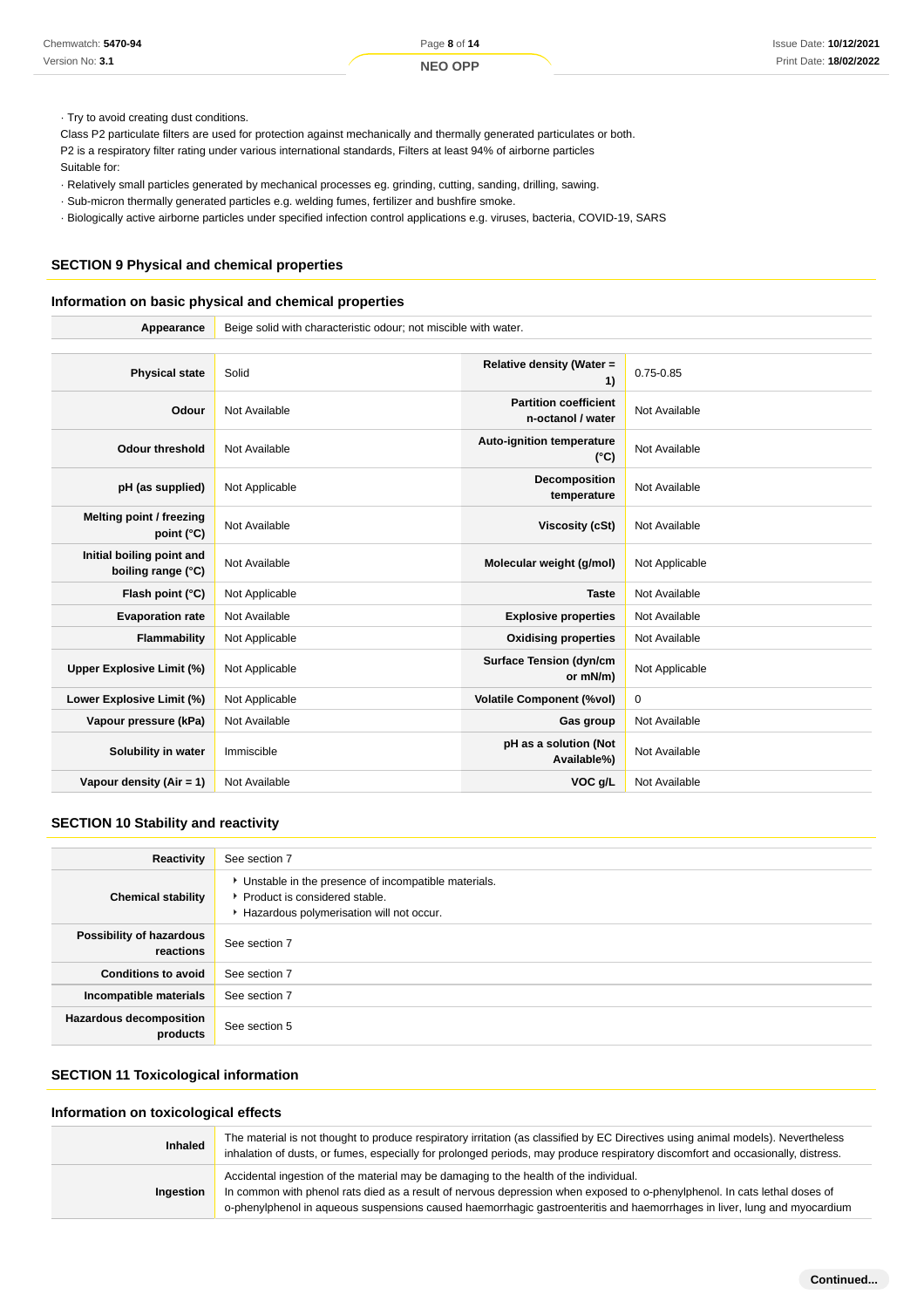· Try to avoid creating dust conditions.
Class P2 particulate filters are used for protection against mechanically and thermally generated particulates or both.
P2 is a respiratory filter rating under various international standards, Filters at least 94% of airborne particles
Suitable for:
· Relatively small particles generated by mechanical processes eg. grinding, cutting, sanding, drilling, sawing.
· Sub-micron thermally generated particles e.g. welding fumes, fertilizer and bushfire smoke.
· Biologically active airborne particles under specified infection control applications e.g. viruses, bacteria, COVID-19, SARS

## SECTION 9 Physical and chemical properties

### Information on basic physical and chemical properties

| Appearance | Beige solid with characteristic odour; not miscible with water. | | |
|---|---|---|---|
| Physical state | Solid | Relative density (Water = 1) | 0.75-0.85 |
| Odour | Not Available | Partition coefficient n-octanol / water | Not Available |
| Odour threshold | Not Available | Auto-ignition temperature (°C) | Not Available |
| pH (as supplied) | Not Applicable | Decomposition temperature | Not Available |
| Melting point / freezing point (°C) | Not Available | Viscosity (cSt) | Not Available |
| Initial boiling point and boiling range (°C) | Not Available | Molecular weight (g/mol) | Not Applicable |
| Flash point (°C) | Not Applicable | Taste | Not Available |
| Evaporation rate | Not Available | Explosive properties | Not Available |
| Flammability | Not Applicable | Oxidising properties | Not Available |
| Upper Explosive Limit (%) | Not Applicable | Surface Tension (dyn/cm or mN/m) | Not Applicable |
| Lower Explosive Limit (%) | Not Applicable | Volatile Component (%vol) | 0 |
| Vapour pressure (kPa) | Not Available | Gas group | Not Available |
| Solubility in water | Immiscible | pH as a solution (Not Available%) | Not Available |
| Vapour density (Air = 1) | Not Available | VOC g/L | Not Available |

## SECTION 10 Stability and reactivity

| Reactivity | See section 7 |
|---|---|
| Chemical stability | · Unstable in the presence of incompatible materials.<br>· Product is considered stable.<br>· Hazardous polymerisation will not occur. |
| Possibility of hazardous reactions | See section 7 |
| Conditions to avoid | See section 7 |
| Incompatible materials | See section 7 |
| Hazardous decomposition products | See section 5 |

## SECTION 11 Toxicological information

### Information on toxicological effects

| Inhaled | The material is not thought to produce respiratory irritation (as classified by EC Directives using animal models). Nevertheless inhalation of dusts, or fumes, especially for prolonged periods, may produce respiratory discomfort and occasionally, distress. |
|---|---|
| Ingestion | Accidental ingestion of the material may be damaging to the health of the individual.<br>In common with phenol rats died as a result of nervous depression when exposed to o-phenylphenol. In cats lethal doses of o-phenylphenol in aqueous suspensions caused haemorrhagic gastroenteritis and haemorrhages in liver, lung and myocardium |

Continued...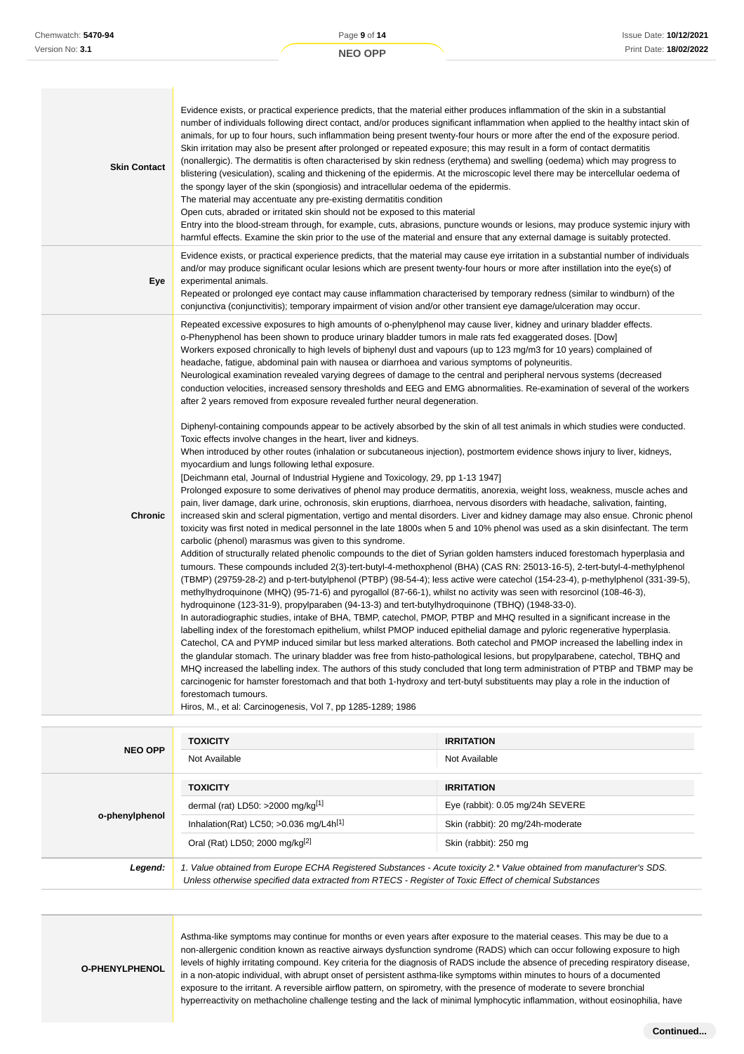| | |
|---|---|
| **Skin Contact** | Evidence exists, or practical experience predicts, that the material either produces inflammation of the skin in a substantial number of individuals following direct contact, and/or produces significant inflammation when applied to the healthy intact skin of animals, for up to four hours, such inflammation being present twenty-four hours or more after the end of the exposure period. Skin irritation may also be present after prolonged or repeated exposure; this may result in a form of contact dermatitis (nonallergic). The dermatitis is often characterised by skin redness (erythema) and swelling (oedema) which may progress to blistering (vesiculation), scaling and thickening of the epidermis. At the microscopic level there may be intercellular oedema of the spongy layer of the skin (spongiosis) and intracellular oedema of the epidermis.<br>The material may accentuate any pre-existing dermatitis condition<br>Open cuts, abraded or irritated skin should not be exposed to this material<br>Entry into the blood-stream through, for example, cuts, abrasions, puncture wounds or lesions, may produce systemic injury with harmful effects. Examine the skin prior to the use of the material and ensure that any external damage is suitably protected. |
| **Eye** | Evidence exists, or practical experience predicts, that the material may cause eye irritation in a substantial number of individuals and/or may produce significant ocular lesions which are present twenty-four hours or more after instillation into the eye(s) of experimental animals.<br>Repeated or prolonged eye contact may cause inflammation characterised by temporary redness (similar to windburn) of the conjunctiva (conjunctivitis); temporary impairment of vision and/or other transient eye damage/ulceration may occur. |
| **Chronic** | Repeated excessive exposures to high amounts of o-phenylphenol may cause liver, kidney and urinary bladder effects.<br>o-Phenyphenol has been shown to produce urinary bladder tumors in male rats fed exaggerated doses. [Dow]<br>Workers exposed chronically to high levels of biphenyl dust and vapours (up to 123 mg/m3 for 10 years) complained of headache, fatigue, abdominal pain with nausea or diarrhoea and various symptoms of polyneuritis.<br>Neurological examination revealed varying degrees of damage to the central and peripheral nervous systems (decreased conduction velocities, increased sensory thresholds and EEG and EMG abnormalities. Re-examination of several of the workers after 2 years removed from exposure revealed further neural degeneration.<br><br>Diphenyl-containing compounds appear to be actively absorbed by the skin of all test animals in which studies were conducted. Toxic effects involve changes in the heart, liver and kidneys.<br>When introduced by other routes (inhalation or subcutaneous injection), postmortem evidence shows injury to liver, kidneys, myocardium and lungs following lethal exposure.<br>[Deichmann etal, Journal of Industrial Hygiene and Toxicology, 29, pp 1-13 1947]<br>Prolonged exposure to some derivatives of phenol may produce dermatitis, anorexia, weight loss, weakness, muscle aches and pain, liver damage, dark urine, ochronosis, skin eruptions, diarrhoea, nervous disorders with headache, salivation, fainting, increased skin and scleral pigmentation, vertigo and mental disorders. Liver and kidney damage may also ensue. Chronic phenol toxicity was first noted in medical personnel in the late 1800s when 5 and 10% phenol was used as a skin disinfectant. The term carbolic (phenol) marasmus was given to this syndrome.<br>Addition of structurally related phenolic compounds to the diet of Syrian golden hamsters induced forestomach hyperplasia and tumours. These compounds included 2(3)-tert-butyl-4-methoxphenol (BHA) (CAS RN: 25013-16-5), 2-tert-butyl-4-methylphenol (TBMP) (29759-28-2) and p-tert-butylphenol (PTBP) (98-54-4); less active were catechol (154-23-4), p-methylphenol (331-39-5), methylhydroquinone (MHQ) (95-71-6) and pyrogallol (87-66-1), whilst no activity was seen with resorcinol (108-46-3), hydroquinone (123-31-9), propylparaben (94-13-3) and tert-butylhydroquinone (TBHQ) (1948-33-0).<br>In autoradiographic studies, intake of BHA, TBMP, catechol, PMOP, PTBP and MHQ resulted in a significant increase in the labelling index of the forestomach epithelium, whilst PMOP induced epithelial damage and pyloric regenerative hyperplasia. Catechol, CA and PYMP induced similar but less marked alterations. Both catechol and PMOP increased the labelling index in the glandular stomach. The urinary bladder was free from histo-pathological lesions, but propylparabene, catechol, TBHQ and MHQ increased the labelling index. The authors of this study concluded that long term administration of PTBP and TBMP may be carcinogenic for hamster forestomach and that both 1-hydroxy and tert-butyl substituents may play a role in the induction of forestomach tumours.<br>Hiros, M., et al: Carcinogenesis, Vol 7, pp 1285-1289; 1986 |

| | TOXICITY | IRRITATION |
|---|---|---|
| **NEO OPP** | Not Available | Not Available |
| **o-phenylphenol** | dermal (rat) LD50: >2000 mg/kg[1] | Eye (rabbit): 0.05 mg/24h SEVERE |
| | Inhalation(Rat) LC50; >0.036 mg/L4h[1] | Skin (rabbit): 20 mg/24h-moderate |
| | Oral (Rat) LD50; 2000 mg/kg[2] | Skin (rabbit): 250 mg |
| ***Legend:*** | *1. Value obtained from Europe ECHA Registered Substances - Acute toxicity 2.\* Value obtained from manufacturer's SDS. Unless otherwise specified data extracted from RTECS - Register of Toxic Effect of chemical Substances* | |

| | |
|---|---|
| **O-PHENYLPHENOL** | Asthma-like symptoms may continue for months or even years after exposure to the material ceases. This may be due to a non-allergenic condition known as reactive airways dysfunction syndrome (RADS) which can occur following exposure to high levels of highly irritating compound. Key criteria for the diagnosis of RADS include the absence of preceding respiratory disease, in a non-atopic individual, with abrupt onset of persistent asthma-like symptoms within minutes to hours of a documented exposure to the irritant. A reversible airflow pattern, on spirometry, with the presence of moderate to severe bronchial hyperreactivity on methacholine challenge testing and the lack of minimal lymphocytic inflammation, without eosinophilia, have |

**Continued...**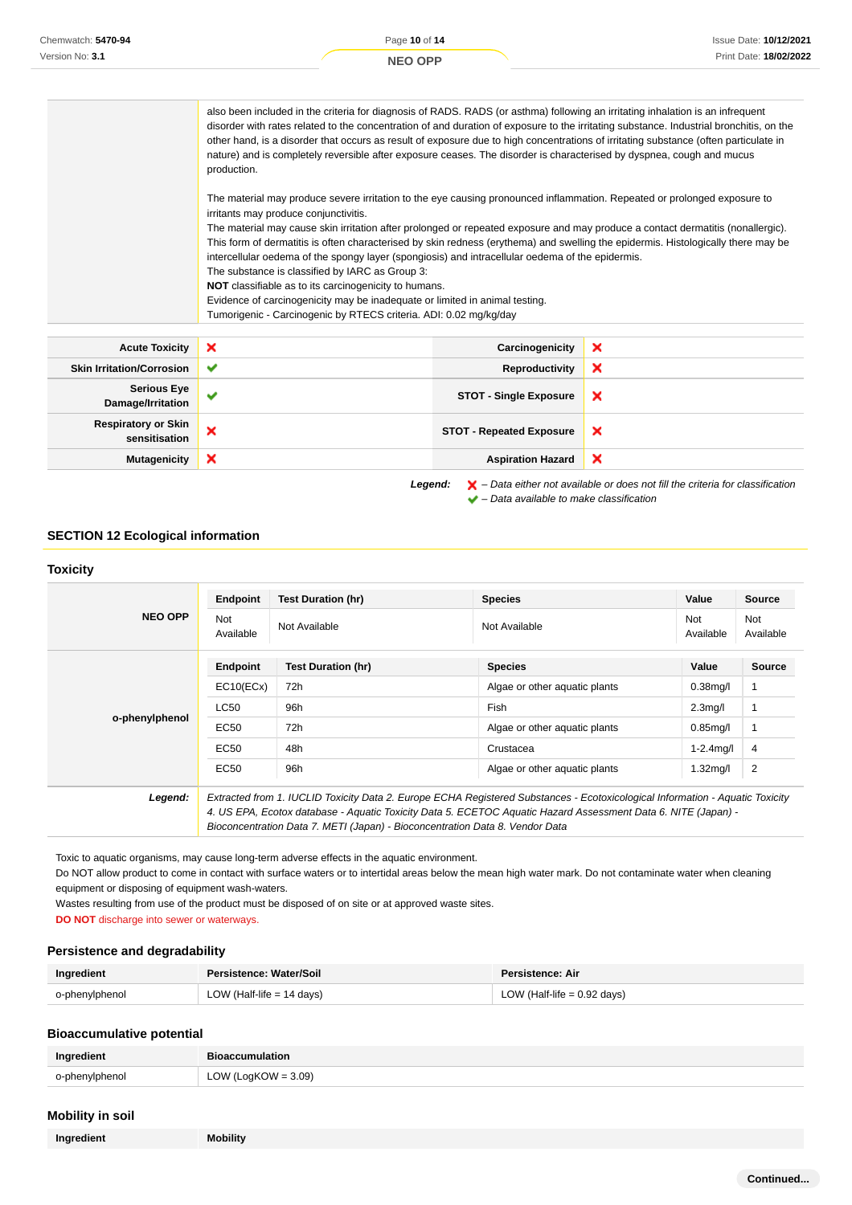| | |
|---|---|
| | also been included in the criteria for diagnosis of RADS. RADS (or asthma) following an irritating inhalation is an infrequent disorder with rates related to the concentration of and duration of exposure to the irritating substance. Industrial bronchitis, on the other hand, is a disorder that occurs as result of exposure due to high concentrations of irritating substance (often particulate in nature) and is completely reversible after exposure ceases. The disorder is characterised by dyspnea, cough and mucus production.<br><br>The material may produce severe irritation to the eye causing pronounced inflammation. Repeated or prolonged exposure to irritants may produce conjunctivitis.<br>The material may cause skin irritation after prolonged or repeated exposure and may produce a contact dermatitis (nonallergic). This form of dermatitis is often characterised by skin redness (erythema) and swelling the epidermis. Histologically there may be intercellular oedema of the spongy layer (spongiosis) and intracellular oedema of the epidermis.<br>The substance is classified by IARC as Group 3:<br>**NOT** classifiable as to its carcinogenicity to humans.<br>Evidence of carcinogenicity may be inadequate or limited in animal testing.<br>Tumorigenic - Carcinogenic by RTECS criteria. ADI: 0.02 mg/kg/day |

| | | | |
|---|---|---|---|
| **Acute Toxicity** | ✘ | **Carcinogenicity** | ✘ |
| **Skin Irritation/Corrosion** | ✔ | **Reproductivity** | ✘ |
| **Serious Eye Damage/Irritation** | ✔ | **STOT - Single Exposure** | ✘ |
| **Respiratory or Skin sensitisation** | ✘ | **STOT - Repeated Exposure** | ✘ |
| **Mutagenicity** | ✘ | **Aspiration Hazard** | ✘ |

***Legend:*** ✘ *– Data either not available or does not fill the criteria for classification*
✔ *– Data available to make classification*

## SECTION 12 Ecological information

### Toxicity

**NEO OPP**

| Endpoint | Test Duration (hr) | Species | Value | Source |
|---|---|---|---|---|
| Not Available | Not Available | Not Available | Not Available | Not Available |

**o-phenylphenol**

| Endpoint | Test Duration (hr) | Species | Value | Source |
|---|---|---|---|---|
| EC10(ECx) | 72h | Algae or other aquatic plants | 0.38mg/l | 1 |
| LC50 | 96h | Fish | 2.3mg/l | 1 |
| EC50 | 72h | Algae or other aquatic plants | 0.85mg/l | 1 |
| EC50 | 48h | Crustacea | 1-2.4mg/l | 4 |
| EC50 | 96h | Algae or other aquatic plants | 1.32mg/l | 2 |

***Legend:*** *Extracted from 1. IUCLID Toxicity Data 2. Europe ECHA Registered Substances - Ecotoxicological Information - Aquatic Toxicity 4. US EPA, Ecotox database - Aquatic Toxicity Data 5. ECETOC Aquatic Hazard Assessment Data 6. NITE (Japan) - Bioconcentration Data 7. METI (Japan) - Bioconcentration Data 8. Vendor Data*

Toxic to aquatic organisms, may cause long-term adverse effects in the aquatic environment.
Do NOT allow product to come in contact with surface waters or to intertidal areas below the mean high water mark. Do not contaminate water when cleaning equipment or disposing of equipment wash-waters.
Wastes resulting from use of the product must be disposed of on site or at approved waste sites.
**DO NOT** discharge into sewer or waterways.

### Persistence and degradability

| Ingredient | Persistence: Water/Soil | Persistence: Air |
|---|---|---|
| o-phenylphenol | LOW (Half-life = 14 days) | LOW (Half-life = 0.92 days) |

### Bioaccumulative potential

| Ingredient | Bioaccumulation |
|---|---|
| o-phenylphenol | LOW (LogKOW = 3.09) |

### Mobility in soil

| Ingredient | Mobility |
|---|---|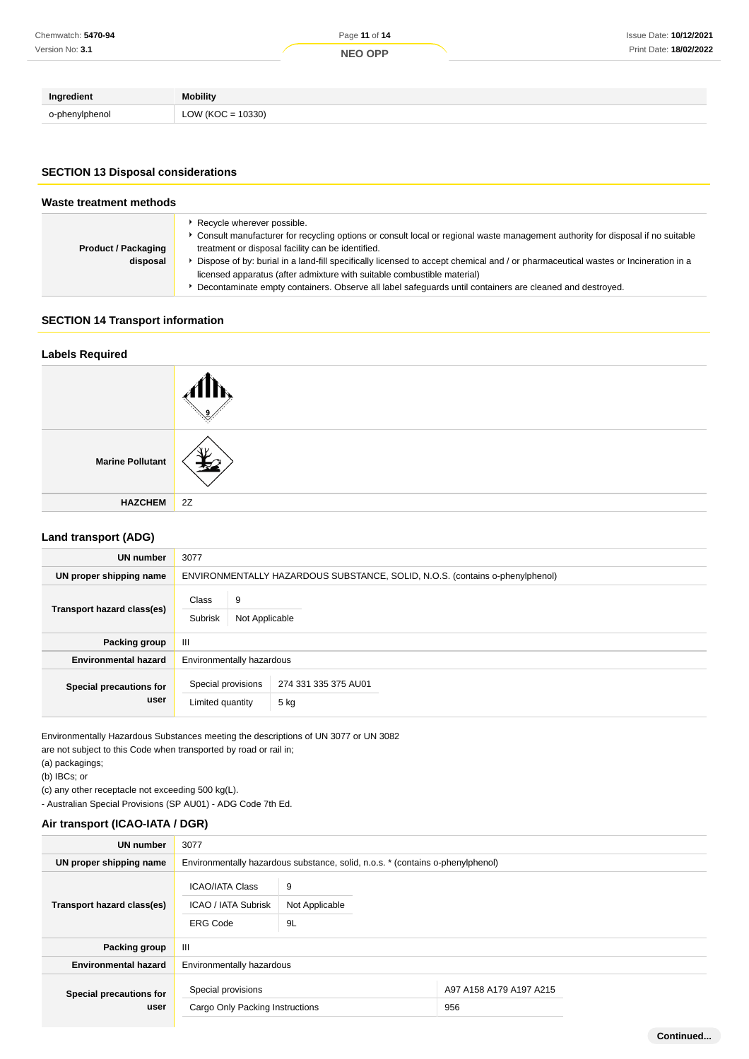| Ingredient | Mobility |
|---|---|
| o-phenylphenol | LOW (KOC = 10330) |

## SECTION 13 Disposal considerations

### Waste treatment methods

| | |
|---|---|
| **Product / Packaging disposal** | ▸ Recycle wherever possible.<br>▸ Consult manufacturer for recycling options or consult local or regional waste management authority for disposal if no suitable treatment or disposal facility can be identified.<br>▸ Dispose of by: burial in a land-fill specifically licensed to accept chemical and / or pharmaceutical wastes or Incineration in a licensed apparatus (after admixture with suitable combustible material)<br>▸ Decontaminate empty containers. Observe all label safeguards until containers are cleaned and destroyed. |

## SECTION 14 Transport information

### Labels Required

| | |
|---|---|
| | |
| **Marine Pollutant** | |
| **HAZCHEM** | 2Z |

### Land transport (ADG)

| | |
|---|---|
| **UN number** | 3077 |
| **UN proper shipping name** | ENVIRONMENTALLY HAZARDOUS SUBSTANCE, SOLID, N.O.S. (contains o-phenylphenol) |
| **Transport hazard class(es)** | Class: 9<br>Subrisk: Not Applicable |
| **Packing group** | III |
| **Environmental hazard** | Environmentally hazardous |
| **Special precautions for user** | Special provisions: 274 331 335 375 AU01<br>Limited quantity: 5 kg |

Environmentally Hazardous Substances meeting the descriptions of UN 3077 or UN 3082
are not subject to this Code when transported by road or rail in;
(a) packagings;
(b) IBCs; or
(c) any other receptacle not exceeding 500 kg(L).
- Australian Special Provisions (SP AU01) - ADG Code 7th Ed.

### Air transport (ICAO-IATA / DGR)

| | |
|---|---|
| **UN number** | 3077 |
| **UN proper shipping name** | Environmentally hazardous substance, solid, n.o.s. * (contains o-phenylphenol) |
| **Transport hazard class(es)** | ICAO/IATA Class: 9<br>ICAO / IATA Subrisk: Not Applicable<br>ERG Code: 9L |
| **Packing group** | III |
| **Environmental hazard** | Environmentally hazardous |
| **Special precautions for user** | Special provisions: A97 A158 A179 A197 A215<br>Cargo Only Packing Instructions: 956 |

Continued...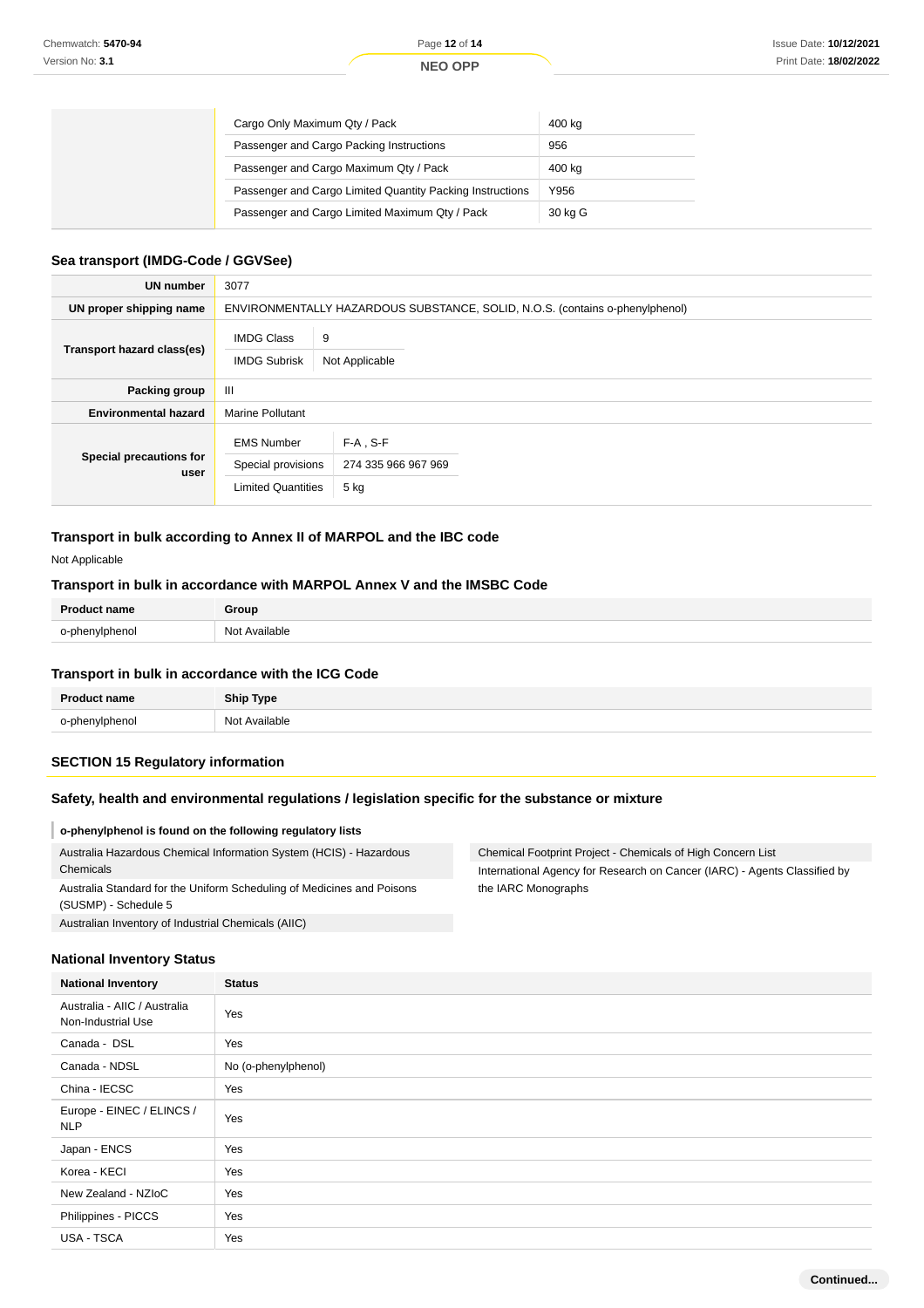| | | |
|---|---|---|
| | Cargo Only Maximum Qty / Pack | 400 kg |
| | Passenger and Cargo Packing Instructions | 956 |
| | Passenger and Cargo Maximum Qty / Pack | 400 kg |
| | Passenger and Cargo Limited Quantity Packing Instructions | Y956 |
| | Passenger and Cargo Limited Maximum Qty / Pack | 30 kg G |

### Sea transport (IMDG-Code / GGVSee)

| | |
|---|---|
| **UN number** | 3077 |
| **UN proper shipping name** | ENVIRONMENTALLY HAZARDOUS SUBSTANCE, SOLID, N.O.S. (contains o-phenylphenol) |
| **Transport hazard class(es)** | IMDG Class: 9<br>IMDG Subrisk: Not Applicable |
| **Packing group** | III |
| **Environmental hazard** | Marine Pollutant |
| **Special precautions for user** | EMS Number: F-A , S-F<br>Special provisions: 274 335 966 967 969<br>Limited Quantities: 5 kg |

### Transport in bulk according to Annex II of MARPOL and the IBC code

Not Applicable

### Transport in bulk in accordance with MARPOL Annex V and the IMSBC Code

| Product name | Group |
|---|---|
| o-phenylphenol | Not Available |

### Transport in bulk in accordance with the ICG Code

| Product name | Ship Type |
|---|---|
| o-phenylphenol | Not Available |

## SECTION 15 Regulatory information

### Safety, health and environmental regulations / legislation specific for the substance or mixture

**o-phenylphenol is found on the following regulatory lists**

- Australia Hazardous Chemical Information System (HCIS) - Hazardous Chemicals
- Australia Standard for the Uniform Scheduling of Medicines and Poisons (SUSMP) - Schedule 5
- Australian Inventory of Industrial Chemicals (AIIC)
- Chemical Footprint Project - Chemicals of High Concern List
- International Agency for Research on Cancer (IARC) - Agents Classified by the IARC Monographs

### National Inventory Status

| National Inventory | Status |
|---|---|
| Australia - AIIC / Australia Non-Industrial Use | Yes |
| Canada - DSL | Yes |
| Canada - NDSL | No (o-phenylphenol) |
| China - IECSC | Yes |
| Europe - EINEC / ELINCS / NLP | Yes |
| Japan - ENCS | Yes |
| Korea - KECI | Yes |
| New Zealand - NZIoC | Yes |
| Philippines - PICCS | Yes |
| USA - TSCA | Yes |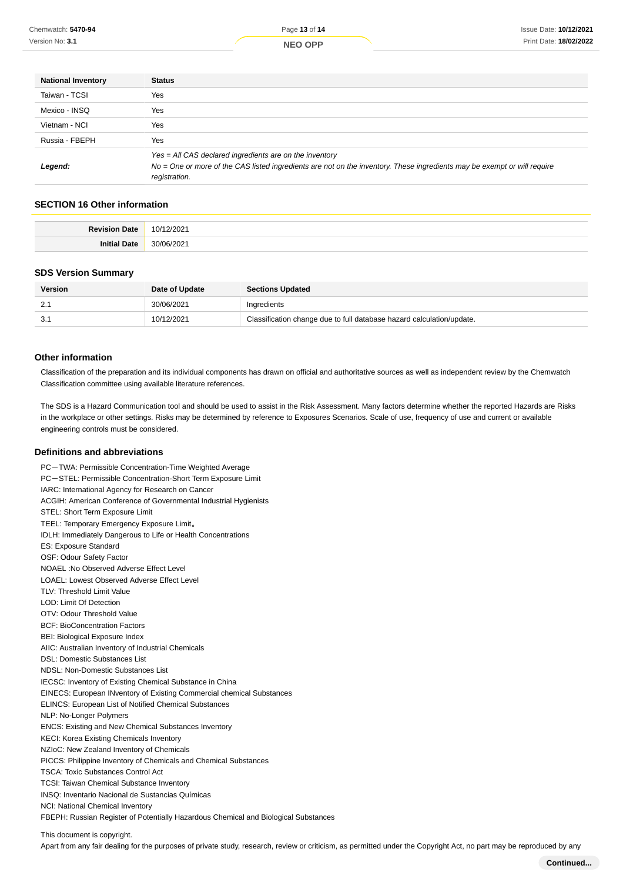| National Inventory | Status |
| --- | --- |
| Taiwan - TCSI | Yes |
| Mexico - INSQ | Yes |
| Vietnam - NCI | Yes |
| Russia - FBEPH | Yes |
| **Legend:** | *Yes = All CAS declared ingredients are on the inventory* *No = One or more of the CAS listed ingredients are not on the inventory. These ingredients may be exempt or will require registration.* |

## SECTION 16 Other information

| | |
| --- | --- |
| **Revision Date** | 10/12/2021 |
| **Initial Date** | 30/06/2021 |

### SDS Version Summary

| Version | Date of Update | Sections Updated |
| --- | --- | --- |
| 2.1 | 30/06/2021 | Ingredients |
| 3.1 | 10/12/2021 | Classification change due to full database hazard calculation/update. |

### Other information

Classification of the preparation and its individual components has drawn on official and authoritative sources as well as independent review by the Chemwatch Classification committee using available literature references.

The SDS is a Hazard Communication tool and should be used to assist in the Risk Assessment. Many factors determine whether the reported Hazards are Risks in the workplace or other settings. Risks may be determined by reference to Exposures Scenarios. Scale of use, frequency of use and current or available engineering controls must be considered.

### Definitions and abbreviations

PC－TWA: Permissible Concentration-Time Weighted Average
PC－STEL: Permissible Concentration-Short Term Exposure Limit
IARC: International Agency for Research on Cancer
ACGIH: American Conference of Governmental Industrial Hygienists
STEL: Short Term Exposure Limit
TEEL: Temporary Emergency Exposure Limit。
IDLH: Immediately Dangerous to Life or Health Concentrations
ES: Exposure Standard
OSF: Odour Safety Factor
NOAEL :No Observed Adverse Effect Level
LOAEL: Lowest Observed Adverse Effect Level
TLV: Threshold Limit Value
LOD: Limit Of Detection
OTV: Odour Threshold Value
BCF: BioConcentration Factors
BEI: Biological Exposure Index
AIIC: Australian Inventory of Industrial Chemicals
DSL: Domestic Substances List
NDSL: Non-Domestic Substances List
IECSC: Inventory of Existing Chemical Substance in China
EINECS: European INventory of Existing Commercial chemical Substances
ELINCS: European List of Notified Chemical Substances
NLP: No-Longer Polymers
ENCS: Existing and New Chemical Substances Inventory
KECI: Korea Existing Chemicals Inventory
NZIoC: New Zealand Inventory of Chemicals
PICCS: Philippine Inventory of Chemicals and Chemical Substances
TSCA: Toxic Substances Control Act
TCSI: Taiwan Chemical Substance Inventory
INSQ: Inventario Nacional de Sustancias Químicas
NCI: National Chemical Inventory
FBEPH: Russian Register of Potentially Hazardous Chemical and Biological Substances

This document is copyright.
Apart from any fair dealing for the purposes of private study, research, review or criticism, as permitted under the Copyright Act, no part may be reproduced by any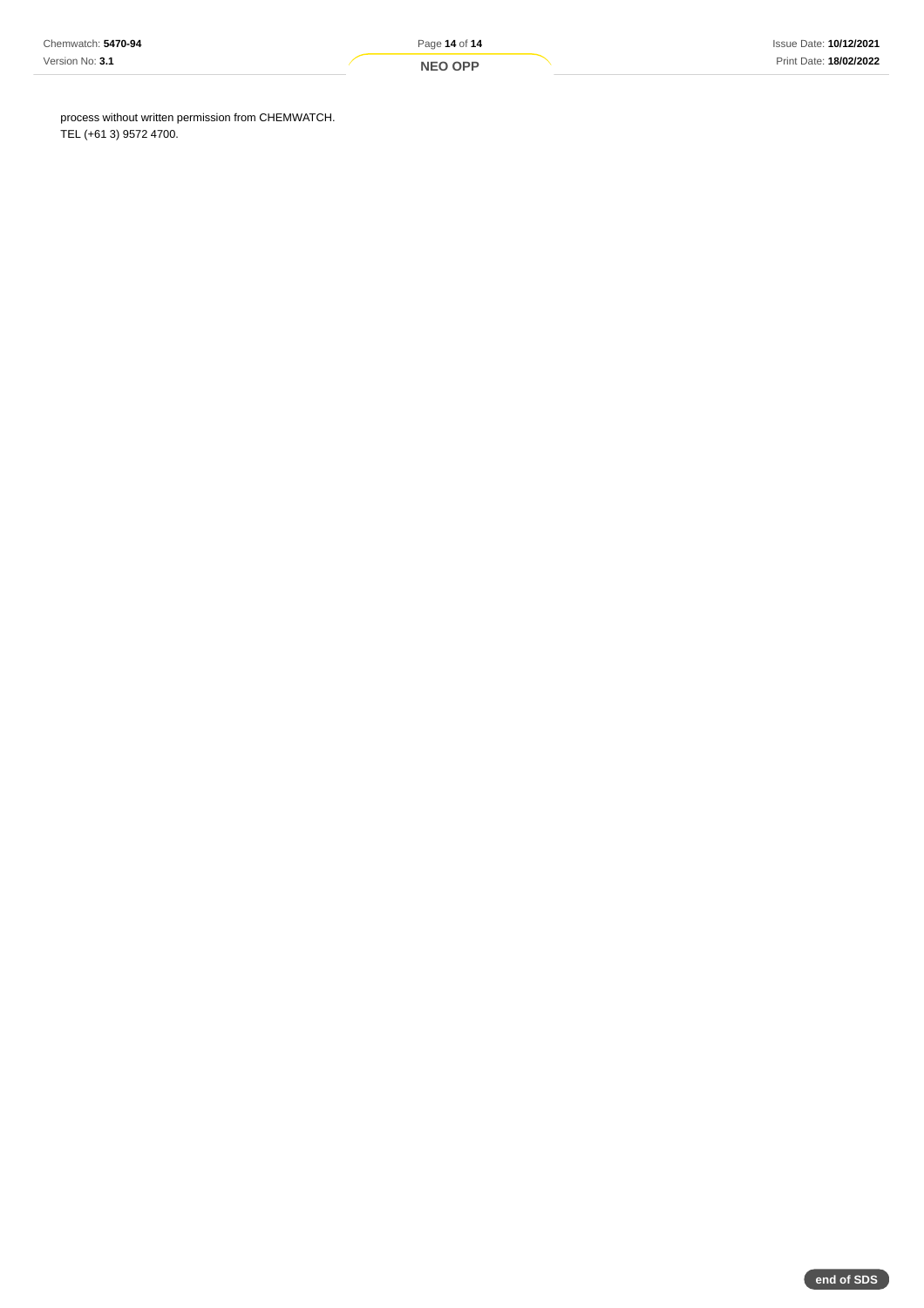process without written permission from CHEMWATCH.
TEL (+61 3) 9572 4700.

end of SDS